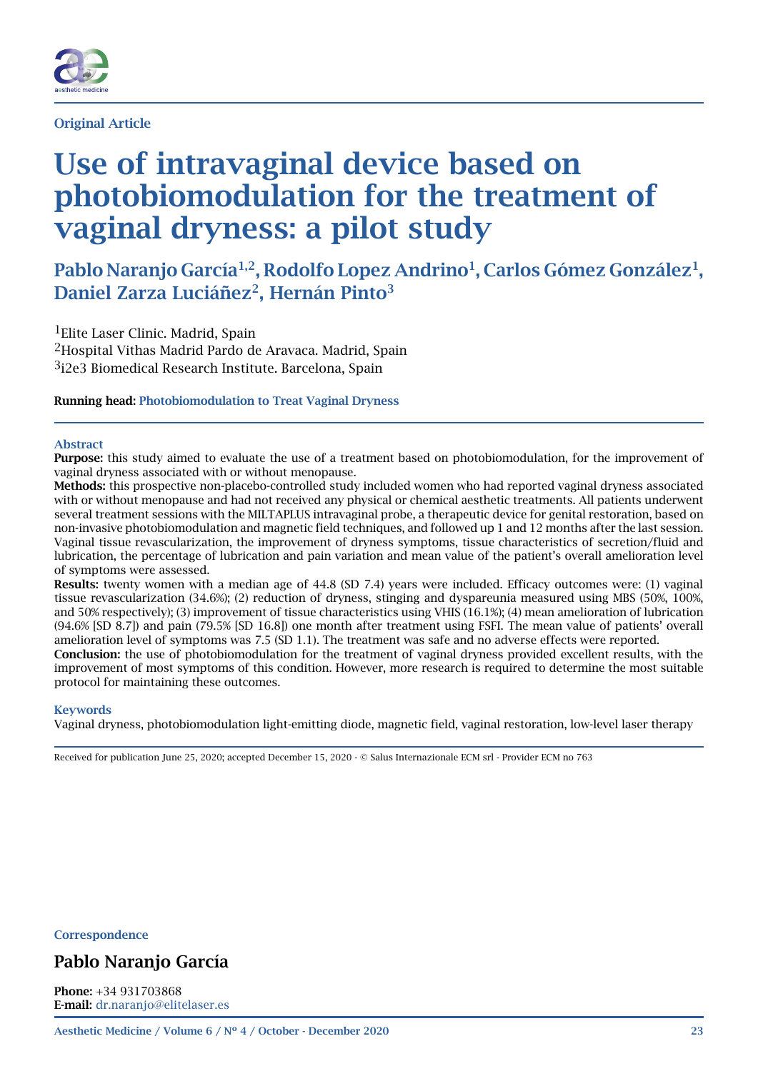Original Article

# Use of intravaginal device based on photobiomodulation for the treatment of vaginal dryness: a pilot study

## Pablo Naranjo García[1,2], Rodolfo Lopez Andrino[1], Carlos Gómez González[1], Daniel Zarza Luciáñez[2], Hernán Pinto[3]

[1]Elite Laser Clinic. Madrid, Spain
[2]Hospital Vithas Madrid Pardo de Aravaca. Madrid, Spain
[3]i2e3 Biomedical Research Institute. Barcelona, Spain

**Running head:** Photobiomodulation to Treat Vaginal Dryness

### Abstract

**Purpose:** this study aimed to evaluate the use of a treatment based on photobiomodulation, for the improvement of vaginal dryness associated with or without menopause.

**Methods:** this prospective non-placebo-controlled study included women who had reported vaginal dryness associated with or without menopause and had not received any physical or chemical aesthetic treatments. All patients underwent several treatment sessions with the MILTAPLUS intravaginal probe, a therapeutic device for genital restoration, based on non-invasive photobiomodulation and magnetic field techniques, and followed up 1 and 12 months after the last session. Vaginal tissue revascularization, the improvement of dryness symptoms, tissue characteristics of secretion/fluid and lubrication, the percentage of lubrication and pain variation and mean value of the patient's overall amelioration level of symptoms were assessed.

**Results:** twenty women with a median age of 44.8 (SD 7.4) years were included. Efficacy outcomes were: (1) vaginal tissue revascularization (34.6%); (2) reduction of dryness, stinging and dyspareunia measured using MBS (50%, 100%, and 50% respectively); (3) improvement of tissue characteristics using VHIS (16.1%); (4) mean amelioration of lubrication (94.6% [SD 8.7]) and pain (79.5% [SD 16.8]) one month after treatment using FSFI. The mean value of patients' overall amelioration level of symptoms was 7.5 (SD 1.1). The treatment was safe and no adverse effects were reported.

**Conclusion:** the use of photobiomodulation for the treatment of vaginal dryness provided excellent results, with the improvement of most symptoms of this condition. However, more research is required to determine the most suitable protocol for maintaining these outcomes.

### Keywords

Vaginal dryness, photobiomodulation light-emitting diode, magnetic field, vaginal restoration, low-level laser therapy

Received for publication June 25, 2020; accepted December 15, 2020 - © Salus Internazionale ECM srl - Provider ECM no 763

### Correspondence

## Pablo Naranjo García

**Phone:** +34 931703868
**E-mail:** dr.naranjo@elitelaser.es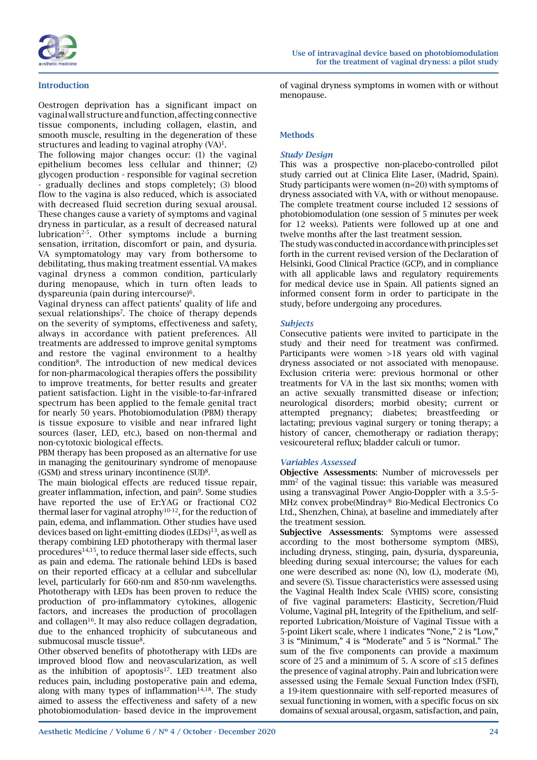## Introduction

Oestrogen deprivation has a significant impact on vaginal wall structure and function, affecting connective tissue components, including collagen, elastin, and smooth muscle, resulting in the degeneration of these structures and leading to vaginal atrophy (VA)[1].

The following major changes occur: (1) the vaginal epithelium becomes less cellular and thinner; (2) glycogen production - responsible for vaginal secretion - gradually declines and stops completely; (3) blood flow to the vagina is also reduced, which is associated with decreased fluid secretion during sexual arousal. These changes cause a variety of symptoms and vaginal dryness in particular, as a result of decreased natural lubrication[2-5]. Other symptoms include a burning sensation, irritation, discomfort or pain, and dysuria. VA symptomatology may vary from bothersome to debilitating, thus making treatment essential. VA makes vaginal dryness a common condition, particularly during menopause, which in turn often leads to dyspareunia (pain during intercourse)[6].

Vaginal dryness can affect patients' quality of life and sexual relationships[7]. The choice of therapy depends on the severity of symptoms, effectiveness and safety, always in accordance with patient preferences. All treatments are addressed to improve genital symptoms and restore the vaginal environment to a healthy condition[8]. The introduction of new medical devices for non-pharmacological therapies offers the possibility to improve treatments, for better results and greater patient satisfaction. Light in the visible-to-far-infrared spectrum has been applied to the female genital tract for nearly 50 years. Photobiomodulation (PBM) therapy is tissue exposure to visible and near infrared light sources (laser, LED, etc.), based on non-thermal and non-cytotoxic biological effects.

PBM therapy has been proposed as an alternative for use in managing the genitourinary syndrome of menopause (GSM) and stress urinary incontinence (SUI)[8].

The main biological effects are reduced tissue repair, greater inflammation, infection, and pain[9]. Some studies have reported the use of Er:YAG or fractional CO2 thermal laser for vaginal atrophy[10-12], for the reduction of pain, edema, and inflammation. Other studies have used devices based on light-emitting diodes (LEDs)[13], as well as therapy combining LED phototherapy with thermal laser procedures[14,15], to reduce thermal laser side effects, such as pain and edema. The rationale behind LEDs is based on their reported efficacy at a cellular and subcellular level, particularly for 660-nm and 850-nm wavelengths. Phototherapy with LEDs has been proven to reduce the production of pro-inflammatory cytokines, allogenic factors, and increases the production of procollagen and collagen[16]. It may also reduce collagen degradation, due to the enhanced trophicity of subcutaneous and submucosal muscle tissue[8].

Other observed benefits of phototherapy with LEDs are improved blood flow and neovascularization, as well as the inhibition of apoptosis[17]. LED treatment also reduces pain, including postoperative pain and edema, along with many types of inflammation[14,18]. The study aimed to assess the effectiveness and safety of a new photobiomodulation- based device in the improvement of vaginal dryness symptoms in women with or without menopause.

## Methods

### *Study Design*

This was a prospective non-placebo-controlled pilot study carried out at Clinica Elite Laser, (Madrid, Spain). Study participants were women (n=20) with symptoms of dryness associated with VA, with or without menopause. The complete treatment course included 12 sessions of photobiomodulation (one session of 5 minutes per week for 12 weeks). Patients were followed up at one and twelve months after the last treatment session.

The study was conducted in accordance with principles set forth in the current revised version of the Declaration of Helsinki, Good Clinical Practice (GCP), and in compliance with all applicable laws and regulatory requirements for medical device use in Spain. All patients signed an informed consent form in order to participate in the study, before undergoing any procedures.

### *Subjects*

Consecutive patients were invited to participate in the study and their need for treatment was confirmed. Participants were women >18 years old with vaginal dryness associated or not associated with menopause. Exclusion criteria were: previous hormonal or other treatments for VA in the last six months; women with an active sexually transmitted disease or infection; neurological disorders; morbid obesity; current or attempted pregnancy; diabetes; breastfeeding or lactating; previous vaginal surgery or toning therapy; a history of cancer, chemotherapy or radiation therapy; vesicoureteral reflux; bladder calculi or tumor.

### *Variables Assessed*

**Objective Assessments**: Number of microvessels per $mm^2$ of the vaginal tissue: this variable was measured using a transvaginal Power Angio-Doppler with a 3.5-5-MHz convex probe(Mindray® Bio-Medical Electronics Co Ltd., Shenzhen, China), at baseline and immediately after the treatment session.

**Subjective Assessments**: Symptoms were assessed according to the most bothersome symptom (MBS), including dryness, stinging, pain, dysuria, dyspareunia, bleeding during sexual intercourse; the values for each one were described as: none (N), low (L), moderate (M), and severe (S). Tissue characteristics were assessed using the Vaginal Health Index Scale (VHIS) score, consisting of five vaginal parameters: Elasticity, Secretion/Fluid Volume, Vaginal pH, Integrity of the Epithelium, and self-reported Lubrication/Moisture of Vaginal Tissue with a 5-point Likert scale, where 1 indicates "None," 2 is "Low," 3 is "Minimum," 4 is "Moderate" and 5 is "Normal." The sum of the five components can provide a maximum score of 25 and a minimum of 5. A score of ≤15 defines the presence of vaginal atrophy. Pain and lubrication were assessed using the Female Sexual Function Index (FSFI), a 19-item questionnaire with self-reported measures of sexual functioning in women, with a specific focus on six domains of sexual arousal, orgasm, satisfaction, and pain,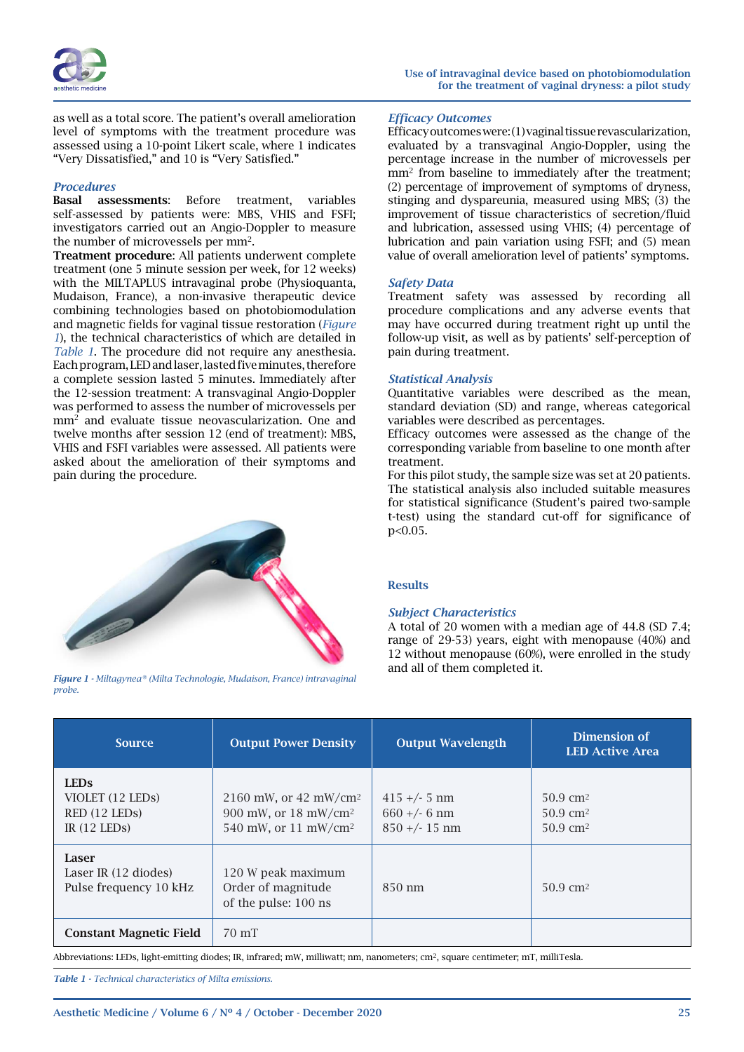as well as a total score. The patient's overall amelioration level of symptoms with the treatment procedure was assessed using a 10-point Likert scale, where 1 indicates "Very Dissatisfied," and 10 is "Very Satisfied."

### *Procedures*

**Basal assessments**: Before treatment, variables self-assessed by patients were: MBS, VHIS and FSFI; investigators carried out an Angio-Doppler to measure the number of microvessels per mm$^2$.

**Treatment procedure**: All patients underwent complete treatment (one 5 minute session per week, for 12 weeks) with the MILTAPLUS intravaginal probe (Physioquanta, Mudaison, France), a non-invasive therapeutic device combining technologies based on photobiomodulation and magnetic fields for vaginal tissue restoration (*Figure 1*), the technical characteristics of which are detailed in *Table 1*. The procedure did not require any anesthesia. Each program, LED and laser, lasted five minutes, therefore a complete session lasted 5 minutes. Immediately after the 12-session treatment: A transvaginal Angio-Doppler was performed to assess the number of microvessels per mm$^2$ and evaluate tissue neovascularization. One and twelve months after session 12 (end of treatment): MBS, VHIS and FSFI variables were assessed. All patients were asked about the amelioration of their symptoms and pain during the procedure.

*Figure 1 - Miltagynea® (Milta Technologie, Mudaison, France) intravaginal probe.*

### *Efficacy Outcomes*

Efficacy outcomes were: (1) vaginal tissue revascularization, evaluated by a transvaginal Angio-Doppler, using the percentage increase in the number of microvessels per mm$^2$ from baseline to immediately after the treatment; (2) percentage of improvement of symptoms of dryness, stinging and dyspareunia, measured using MBS; (3) the improvement of tissue characteristics of secretion/fluid and lubrication, assessed using VHIS; (4) percentage of lubrication and pain variation using FSFI; and (5) mean value of overall amelioration level of patients' symptoms.

### *Safety Data*

Treatment safety was assessed by recording all procedure complications and any adverse events that may have occurred during treatment right up until the follow-up visit, as well as by patients' self-perception of pain during treatment.

### *Statistical Analysis*

Quantitative variables were described as the mean, standard deviation (SD) and range, whereas categorical variables were described as percentages.

Efficacy outcomes were assessed as the change of the corresponding variable from baseline to one month after treatment.

For this pilot study, the sample size was set at 20 patients. The statistical analysis also included suitable measures for statistical significance (Student's paired two-sample t-test) using the standard cut-off for significance of $p<0.05$.

## Results

### *Subject Characteristics*

A total of 20 women with a median age of 44.8 (SD 7.4; range of 29-53) years, eight with menopause (40%) and 12 without menopause (60%), were enrolled in the study and all of them completed it.

| Source | Output Power Density | Output Wavelength | Dimension of LED Active Area |
|---|---|---|---|
| **LEDs**<br>VIOLET (12 LEDs)<br>RED (12 LEDs)<br>IR (12 LEDs) | 2160 mW, or 42 mW/cm$^2$<br>900 mW, or 18 mW/cm$^2$<br>540 mW, or 11 mW/cm$^2$ | 415 +/- 5 nm<br>660 +/- 6 nm<br>850 +/- 15 nm | 50.9 cm$^2$<br>50.9 cm$^2$<br>50.9 cm$^2$ |
| **Laser**<br>Laser IR (12 diodes)<br>Pulse frequency 10 kHz | 120 W peak maximum<br>Order of magnitude of the pulse: 100 ns | 850 nm | 50.9 cm$^2$ |
| **Constant Magnetic Field** | 70 mT | | |

Abbreviations: LEDs, light-emitting diodes; IR, infrared; mW, milliwatt; nm, nanometers; cm$^2$, square centimeter; mT, milliTesla.

*Table 1 - Technical characteristics of Milta emissions.*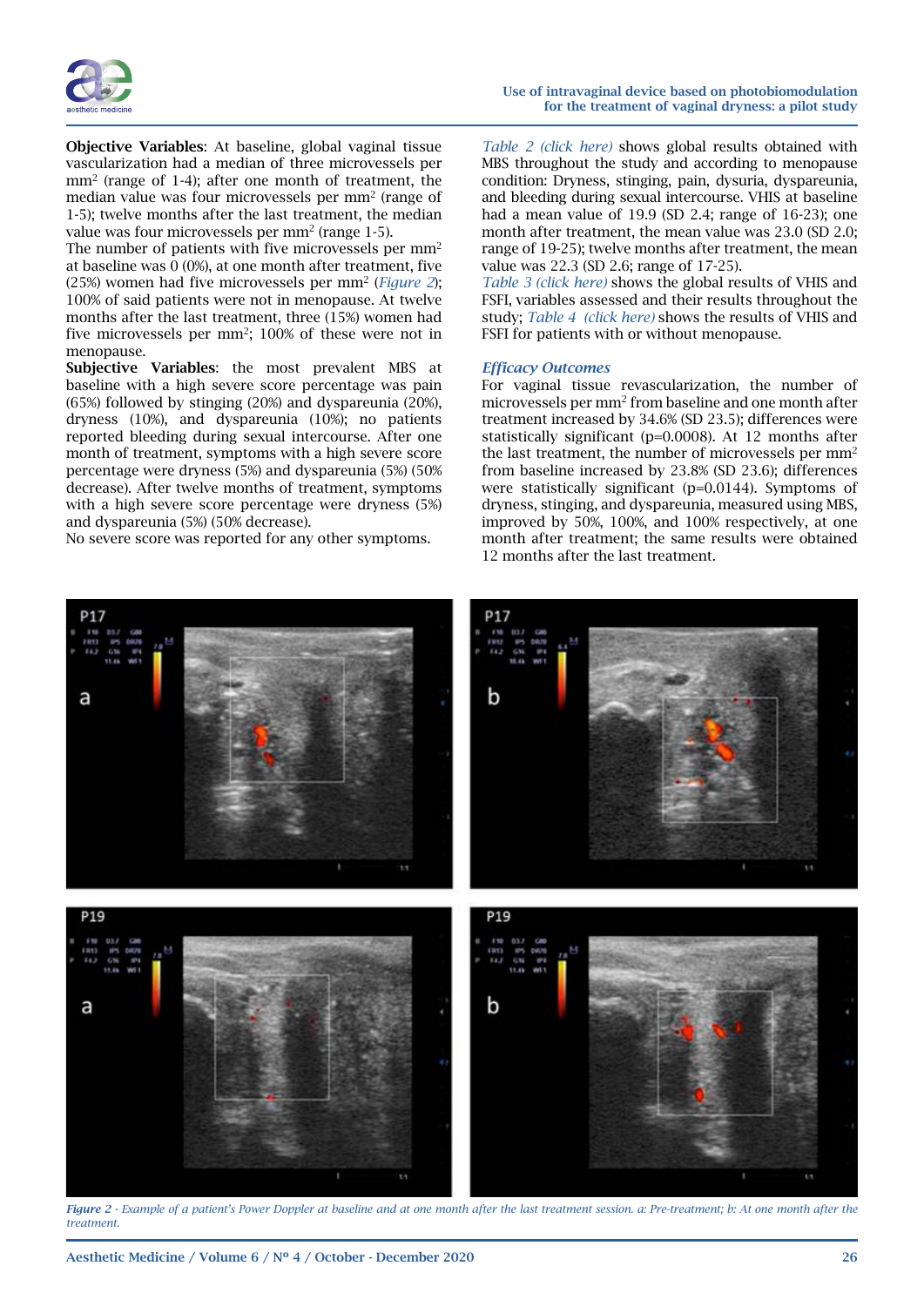**Objective Variables**: At baseline, global vaginal tissue vascularization had a median of three microvessels per mm$^2$ (range of 1-4); after one month of treatment, the median value was four microvessels per mm$^2$ (range of 1-5); twelve months after the last treatment, the median value was four microvessels per mm$^2$ (range 1-5).

The number of patients with five microvessels per mm$^2$ at baseline was 0 (0%), at one month after treatment, five (25%) women had five microvessels per mm$^2$ (*Figure 2*); 100% of said patients were not in menopause. At twelve months after the last treatment, three (15%) women had five microvessels per mm$^2$; 100% of these were not in menopause.

**Subjective Variables**: the most prevalent MBS at baseline with a high severe score percentage was pain (65%) followed by stinging (20%) and dyspareunia (20%), dryness (10%), and dyspareunia (10%); no patients reported bleeding during sexual intercourse. After one month of treatment, symptoms with a high severe score percentage were dryness (5%) and dyspareunia (5%) (50% decrease). After twelve months of treatment, symptoms with a high severe score percentage were dryness (5%) and dyspareunia (5%) (50% decrease).

No severe score was reported for any other symptoms.

*Table 2 (click here)* shows global results obtained with MBS throughout the study and according to menopause condition: Dryness, stinging, pain, dysuria, dyspareunia, and bleeding during sexual intercourse. VHIS at baseline had a mean value of 19.9 (SD 2.4; range of 16-23); one month after treatment, the mean value was 23.0 (SD 2.0; range of 19-25); twelve months after treatment, the mean value was 22.3 (SD 2.6; range of 17-25).

*Table 3 (click here)* shows the global results of VHIS and FSFI, variables assessed and their results throughout the study; *Table 4 (click here)* shows the results of VHIS and FSFI for patients with or without menopause.

### *Efficacy Outcomes*

For vaginal tissue revascularization, the number of microvessels per mm$^2$ from baseline and one month after treatment increased by 34.6% (SD 23.5); differences were statistically significant (p=0.0008). At 12 months after the last treatment, the number of microvessels per mm$^2$ from baseline increased by 23.8% (SD 23.6); differences were statistically significant (p=0.0144). Symptoms of dryness, stinging, and dyspareunia, measured using MBS, improved by 50%, 100%, and 100% respectively, at one month after treatment; the same results were obtained 12 months after the last treatment.

*Figure 2 - Example of a patient's Power Doppler at baseline and at one month after the last treatment session. a: Pre-treatment; b: At one month after the treatment.*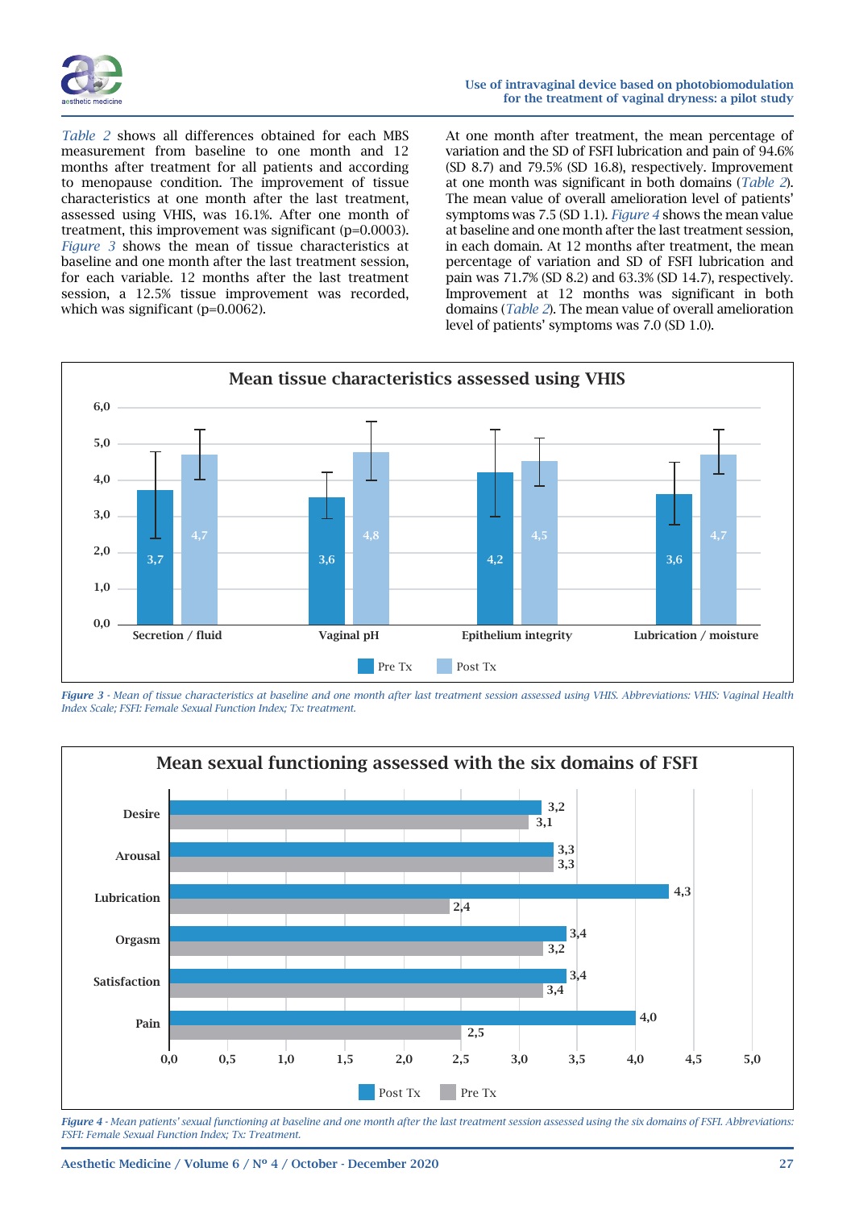*Table 2* shows all differences obtained for each MBS measurement from baseline to one month and 12 months after treatment for all patients and according to menopause condition. The improvement of tissue characteristics at one month after the last treatment, assessed using VHIS, was 16.1%. After one month of treatment, this improvement was significant (p=0.0003). *Figure 3* shows the mean of tissue characteristics at baseline and one month after the last treatment session, for each variable. 12 months after the last treatment session, a 12.5% tissue improvement was recorded, which was significant (p=0.0062).

At one month after treatment, the mean percentage of variation and the SD of FSFI lubrication and pain of 94.6% (SD 8.7) and 79.5% (SD 16.8), respectively. Improvement at one month was significant in both domains (*Table 2*). The mean value of overall amelioration level of patients' symptoms was 7.5 (SD 1.1). *Figure 4* shows the mean value at baseline and one month after the last treatment session, in each domain. At 12 months after treatment, the mean percentage of variation and SD of FSFI lubrication and pain was 71.7% (SD 8.2) and 63.3% (SD 14.7), respectively. Improvement at 12 months was significant in both domains (*Table 2*). The mean value of overall amelioration level of patients' symptoms was 7.0 (SD 1.0).

Mean tissue characteristics assessed using VHIS

6,0
5,0
4,0
3,0
2,0
1,0
0,0

Secretion / fluid: 3,7 / 4,7
Vaginal pH: 3,6 / 4,8
Epithelium integrity: 4,2 / 4,5
Lubrication / moisture: 3,6 / 4,7

Pre Tx / Post Tx

***Figure 3*** *- Mean of tissue characteristics at baseline and one month after last treatment session assessed using VHIS. Abbreviations: VHIS: Vaginal Health Index Scale; FSFI: Female Sexual Function Index; Tx: treatment.*

Mean sexual functioning assessed with the six domains of FSFI

Desire: 3,2 / 3,1
Arousal: 3,3 / 3,3
Lubrication: 4,3 / 2,4
Orgasm: 3,4 / 3,2
Satisfaction: 3,4 / 3,4
Pain: 4,0 / 2,5

0,0 0,5 1,0 1,5 2,0 2,5 3,0 3,5 4,0 4,5 5,0

Post Tx / Pre Tx

***Figure 4*** *- Mean patients' sexual functioning at baseline and one month after the last treatment session assessed using the six domains of FSFI. Abbreviations: FSFI: Female Sexual Function Index; Tx: Treatment.*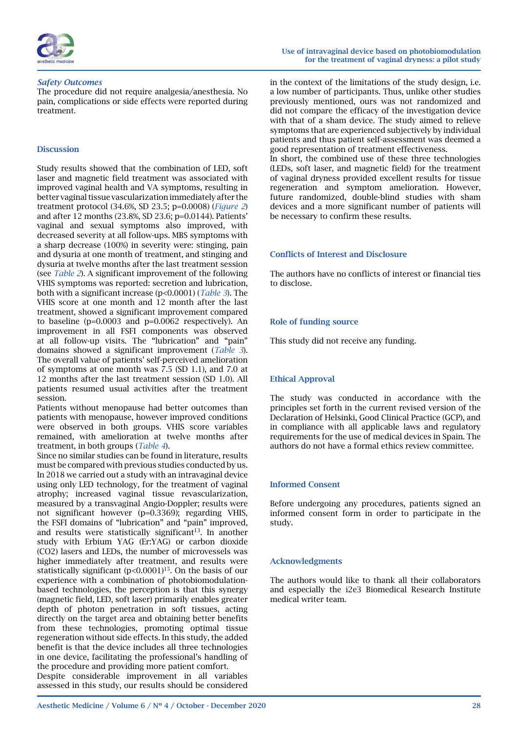### *Safety Outcomes*

The procedure did not require analgesia/anesthesia. No pain, complications or side effects were reported during treatment.

## Discussion

Study results showed that the combination of LED, soft laser and magnetic field treatment was associated with improved vaginal health and VA symptoms, resulting in better vaginal tissue vascularization immediately after the treatment protocol (34.6%, SD 23.5; p=0.0008) (*Figure 2*) and after 12 months (23.8%, SD 23.6; p=0.0144). Patients' vaginal and sexual symptoms also improved, with decreased severity at all follow-ups. MBS symptoms with a sharp decrease (100%) in severity were: stinging, pain and dysuria at one month of treatment, and stinging and dysuria at twelve months after the last treatment session (see *Table 2*). A significant improvement of the following VHIS symptoms was reported: secretion and lubrication, both with a significant increase (p<0.0001) (*Table 3*). The VHIS score at one month and 12 month after the last treatment, showed a significant improvement compared to baseline (p=0.0003 and p=0.0062 respectively). An improvement in all FSFI components was observed at all follow-up visits. The "lubrication" and "pain" domains showed a significant improvement (*Table 3*). The overall value of patients' self-perceived amelioration of symptoms at one month was 7.5 (SD 1.1), and 7.0 at 12 months after the last treatment session (SD 1.0). All patients resumed usual activities after the treatment session.

Patients without menopause had better outcomes than patients with menopause, however improved conditions were observed in both groups. VHIS score variables remained, with amelioration at twelve months after treatment, in both groups (*Table 4*).

Since no similar studies can be found in literature, results must be compared with previous studies conducted by us. In 2018 we carried out a study with an intravaginal device using only LED technology, for the treatment of vaginal atrophy; increased vaginal tissue revascularization, measured by a transvaginal Angio-Doppler; results were not significant however (p=0.3369); regarding VHIS, the FSFI domains of "lubrication" and "pain" improved, and results were statistically significant[13]. In another study with Erbium YAG (Er:YAG) or carbon dioxide ($CO_2$) lasers and LEDs, the number of microvessels was higher immediately after treatment, and results were statistically significant (p<0.0001)[15]. On the basis of our experience with a combination of photobiomodulation-based technologies, the perception is that this synergy (magnetic field, LED, soft laser) primarily enables greater depth of photon penetration in soft tissues, acting directly on the target area and obtaining better benefits from these technologies, promoting optimal tissue regeneration without side effects. In this study, the added benefit is that the device includes all three technologies in one device, facilitating the professional's handling of the procedure and providing more patient comfort.

Despite considerable improvement in all variables assessed in this study, our results should be considered in the context of the limitations of the study design, i.e. a low number of participants. Thus, unlike other studies previously mentioned, ours was not randomized and did not compare the efficacy of the investigation device with that of a sham device. The study aimed to relieve symptoms that are experienced subjectively by individual patients and thus patient self-assessment was deemed a good representation of treatment effectiveness.

In short, the combined use of these three technologies (LEDs, soft laser, and magnetic field) for the treatment of vaginal dryness provided excellent results for tissue regeneration and symptom amelioration. However, future randomized, double-blind studies with sham devices and a more significant number of patients will be necessary to confirm these results.

## Conflicts of Interest and Disclosure

The authors have no conflicts of interest or financial ties to disclose.

## Role of funding source

This study did not receive any funding.

## Ethical Approval

The study was conducted in accordance with the principles set forth in the current revised version of the Declaration of Helsinki, Good Clinical Practice (GCP), and in compliance with all applicable laws and regulatory requirements for the use of medical devices in Spain. The authors do not have a formal ethics review committee.

## Informed Consent

Before undergoing any procedures, patients signed an informed consent form in order to participate in the study.

## Acknowledgments

The authors would like to thank all their collaborators and especially the i2e3 Biomedical Research Institute medical writer team.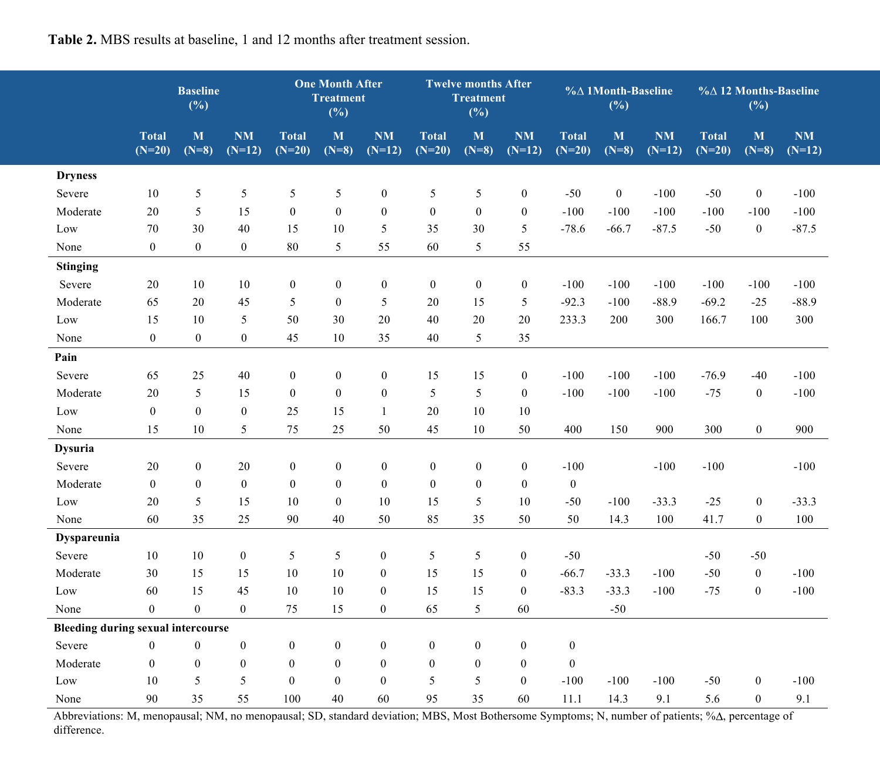**Table 2.** MBS results at baseline, 1 and 12 months after treatment session.

| | Baseline (%) | | | One Month After Treatment (%) | | | Twelve months After Treatment (%) | | | %Δ 1Month-Baseline (%) | | | %Δ 12 Months-Baseline (%) | | |
|---|---|---|---|---|---|---|---|---|---|---|---|---|---|---|---|
| | Total (N=20) | M (N=8) | NM (N=12) | Total (N=20) | M (N=8) | NM (N=12) | Total (N=20) | M (N=8) | NM (N=12) | Total (N=20) | M (N=8) | NM (N=12) | Total (N=20) | M (N=8) | NM (N=12) |
| **Dryness** | | | | | | | | | | | | | | | |
| Severe | 10 | 5 | 5 | 5 | 5 | 0 | 5 | 5 | 0 | -50 | 0 | -100 | -50 | 0 | -100 |
| Moderate | 20 | 5 | 15 | 0 | 0 | 0 | 0 | 0 | 0 | -100 | -100 | -100 | -100 | -100 | -100 |
| Low | 70 | 30 | 40 | 15 | 10 | 5 | 35 | 30 | 5 | -78.6 | -66.7 | -87.5 | -50 | 0 | -87.5 |
| None | 0 | 0 | 0 | 80 | 5 | 55 | 60 | 5 | 55 | | | | | | |
| **Stinging** | | | | | | | | | | | | | | | |
| Severe | 20 | 10 | 10 | 0 | 0 | 0 | 0 | 0 | 0 | -100 | -100 | -100 | -100 | -100 | -100 |
| Moderate | 65 | 20 | 45 | 5 | 0 | 5 | 20 | 15 | 5 | -92.3 | -100 | -88.9 | -69.2 | -25 | -88.9 |
| Low | 15 | 10 | 5 | 50 | 30 | 20 | 40 | 20 | 20 | 233.3 | 200 | 300 | 166.7 | 100 | 300 |
| None | 0 | 0 | 0 | 45 | 10 | 35 | 40 | 5 | 35 | | | | | | |
| **Pain** | | | | | | | | | | | | | | | |
| Severe | 65 | 25 | 40 | 0 | 0 | 0 | 15 | 15 | 0 | -100 | -100 | -100 | -76.9 | -40 | -100 |
| Moderate | 20 | 5 | 15 | 0 | 0 | 0 | 5 | 5 | 0 | -100 | -100 | -100 | -75 | 0 | -100 |
| Low | 0 | 0 | 0 | 25 | 15 | 1 | 20 | 10 | 10 | | | | | | |
| None | 15 | 10 | 5 | 75 | 25 | 50 | 45 | 10 | 50 | 400 | 150 | 900 | 300 | 0 | 900 |
| **Dysuria** | | | | | | | | | | | | | | | |
| Severe | 20 | 0 | 20 | 0 | 0 | 0 | 0 | 0 | 0 | -100 | | -100 | -100 | | -100 |
| Moderate | 0 | 0 | 0 | 0 | 0 | 0 | 0 | 0 | 0 | 0 | | | | | |
| Low | 20 | 5 | 15 | 10 | 0 | 10 | 15 | 5 | 10 | -50 | -100 | -33.3 | -25 | 0 | -33.3 |
| None | 60 | 35 | 25 | 90 | 40 | 50 | 85 | 35 | 50 | 50 | 14.3 | 100 | 41.7 | 0 | 100 |
| **Dyspareunia** | | | | | | | | | | | | | | | |
| Severe | 10 | 10 | 0 | 5 | 5 | 0 | 5 | 5 | 0 | -50 | | | -50 | -50 | |
| Moderate | 30 | 15 | 15 | 10 | 10 | 0 | 15 | 15 | 0 | -66.7 | -33.3 | -100 | -50 | 0 | -100 |
| Low | 60 | 15 | 45 | 10 | 10 | 0 | 15 | 15 | 0 | -83.3 | -33.3 | -100 | -75 | 0 | -100 |
| None | 0 | 0 | 0 | 75 | 15 | 0 | 65 | 5 | 60 | | -50 | | | | |
| **Bleeding during sexual intercourse** | | | | | | | | | | | | | | | |
| Severe | 0 | 0 | 0 | 0 | 0 | 0 | 0 | 0 | 0 | 0 | | | | | |
| Moderate | 0 | 0 | 0 | 0 | 0 | 0 | 0 | 0 | 0 | 0 | | | | | |
| Low | 10 | 5 | 5 | 0 | 0 | 0 | 5 | 5 | 0 | -100 | -100 | -100 | -50 | 0 | -100 |
| None | 90 | 35 | 55 | 100 | 40 | 60 | 95 | 35 | 60 | 11.1 | 14.3 | 9.1 | 5.6 | 0 | 9.1 |

Abbreviations: M, menopausal; NM, no menopausal; SD, standard deviation; MBS, Most Bothersome Symptoms; N, number of patients; %Δ, percentage of difference.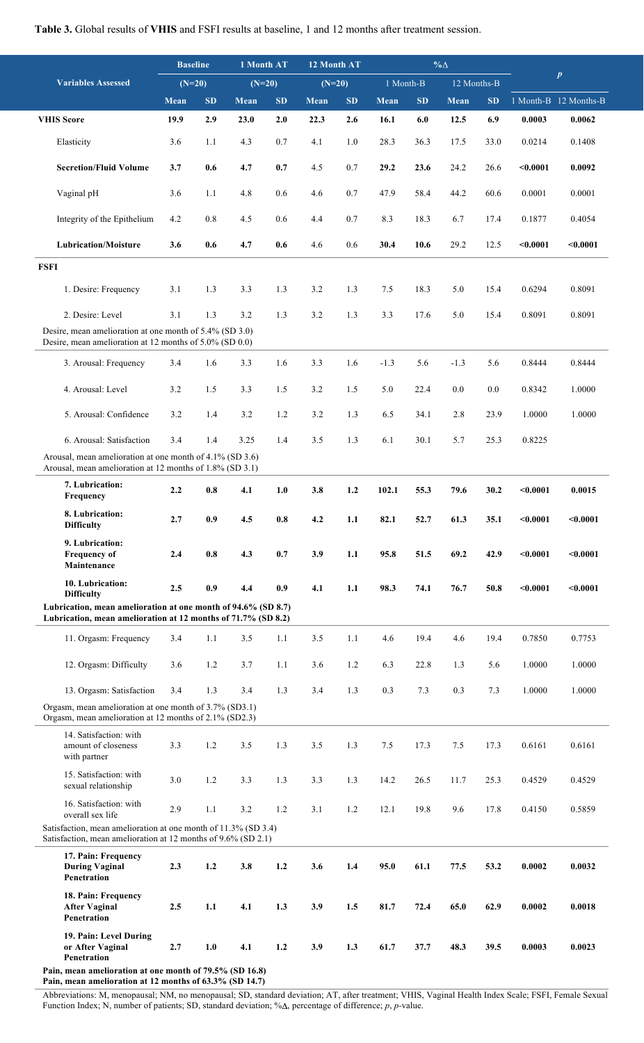**Table 3.** Global results of **VHIS** and FSFI results at baseline, 1 and 12 months after treatment session.

| Variables Assessed | Baseline (N=20) | | 1 Month AT (N=20) | | 12 Month AT (N=20) | | %Δ 1 Month-B | | %Δ 12 Months-B | | *p* | |
|---|---|---|---|---|---|---|---|---|---|---|---|---|
| | Mean | SD | Mean | SD | Mean | SD | Mean | SD | Mean | SD | 1 Month-B | 12 Months-B |
| **VHIS Score** | **19.9** | **2.9** | **23.0** | **2.0** | **22.3** | **2.6** | **16.1** | **6.0** | **12.5** | **6.9** | **0.0003** | **0.0062** |
| Elasticity | 3.6 | 1.1 | 4.3 | 0.7 | 4.1 | 1.0 | 28.3 | 36.3 | 17.5 | 33.0 | 0.0214 | 0.1408 |
| **Secretion/Fluid Volume** | **3.7** | **0.6** | **4.7** | **0.7** | **4.5** | **0.7** | **29.2** | **23.6** | 24.2 | 26.6 | **<0.0001** | **0.0092** |
| Vaginal pH | 3.6 | 1.1 | 4.8 | 0.6 | 4.6 | 0.7 | 47.9 | 58.4 | 44.2 | 60.6 | 0.0001 | 0.0001 |
| Integrity of the Epithelium | 4.2 | 0.8 | 4.5 | 0.6 | 4.4 | 0.7 | 8.3 | 18.3 | 6.7 | 17.4 | 0.1877 | 0.4054 |
| **Lubrication/Moisture** | **3.6** | **0.6** | **4.7** | **0.6** | 4.6 | 0.6 | **30.4** | **10.6** | 29.2 | 12.5 | **<0.0001** | **<0.0001** |
| **FSFI** | | | | | | | | | | | | |
| 1. Desire: Frequency | 3.1 | 1.3 | 3.3 | 1.3 | 3.2 | 1.3 | 7.5 | 18.3 | 5.0 | 15.4 | 0.6294 | 0.8091 |
| 2. Desire: Level | 3.1 | 1.3 | 3.2 | 1.3 | 3.2 | 1.3 | 3.3 | 17.6 | 5.0 | 15.4 | 0.8091 | 0.8091 |
| Desire, mean amelioration at one month of 5.4% (SD 3.0)<br>Desire, mean amelioration at 12 months of 5.0% (SD 0.0) | | | | | | | | | | | | |
| 3. Arousal: Frequency | 3.4 | 1.6 | 3.3 | 1.6 | 3.3 | 1.6 | -1.3 | 5.6 | -1.3 | 5.6 | 0.8444 | 0.8444 |
| 4. Arousal: Level | 3.2 | 1.5 | 3.3 | 1.5 | 3.2 | 1.5 | 5.0 | 22.4 | 0.0 | 0.0 | 0.8342 | 1.0000 |
| 5. Arousal: Confidence | 3.2 | 1.4 | 3.2 | 1.2 | 3.2 | 1.3 | 6.5 | 34.1 | 2.8 | 23.9 | 1.0000 | 1.0000 |
| 6. Arousal: Satisfaction | 3.4 | 1.4 | 3.25 | 1.4 | 3.5 | 1.3 | 6.1 | 30.1 | 5.7 | 25.3 | 0.8225 | |
| Arousal, mean amelioration at one month of 4.1% (SD 3.6)<br>Arousal, mean amelioration at 12 months of 1.8% (SD 3.1) | | | | | | | | | | | | |
| **7. Lubrication: Frequency** | **2.2** | **0.8** | **4.1** | **1.0** | **3.8** | **1.2** | **102.1** | **55.3** | **79.6** | **30.2** | **<0.0001** | **0.0015** |
| **8. Lubrication: Difficulty** | **2.7** | **0.9** | **4.5** | **0.8** | **4.2** | **1.1** | **82.1** | **52.7** | **61.3** | **35.1** | **<0.0001** | **<0.0001** |
| **9. Lubrication: Frequency of Maintenance** | **2.4** | **0.8** | **4.3** | **0.7** | **3.9** | **1.1** | **95.8** | **51.5** | **69.2** | **42.9** | **<0.0001** | **<0.0001** |
| **10. Lubrication: Difficulty** | **2.5** | **0.9** | **4.4** | **0.9** | **4.1** | **1.1** | **98.3** | **74.1** | **76.7** | **50.8** | **<0.0001** | **<0.0001** |
| **Lubrication, mean amelioration at one month of 94.6% (SD 8.7)**<br>**Lubrication, mean amelioration at 12 months of 71.7% (SD 8.2)** | | | | | | | | | | | | |
| 11. Orgasm: Frequency | 3.4 | 1.1 | 3.5 | 1.1 | 3.5 | 1.1 | 4.6 | 19.4 | 4.6 | 19.4 | 0.7850 | 0.7753 |
| 12. Orgasm: Difficulty | 3.6 | 1.2 | 3.7 | 1.1 | 3.6 | 1.2 | 6.3 | 22.8 | 1.3 | 5.6 | 1.0000 | 1.0000 |
| 13. Orgasm: Satisfaction | 3.4 | 1.3 | 3.4 | 1.3 | 3.4 | 1.3 | 0.3 | 7.3 | 0.3 | 7.3 | 1.0000 | 1.0000 |
| Orgasm, mean amelioration at one month of 3.7% (SD3.1)<br>Orgasm, mean amelioration at 12 months of 2.1% (SD2.3) | | | | | | | | | | | | |
| 14. Satisfaction: with amount of closeness with partner | 3.3 | 1.2 | 3.5 | 1.3 | 3.5 | 1.3 | 7.5 | 17.3 | 7.5 | 17.3 | 0.6161 | 0.6161 |
| 15. Satisfaction: with sexual relationship | 3.0 | 1.2 | 3.3 | 1.3 | 3.3 | 1.3 | 14.2 | 26.5 | 11.7 | 25.3 | 0.4529 | 0.4529 |
| 16. Satisfaction: with overall sex life | 2.9 | 1.1 | 3.2 | 1.2 | 3.1 | 1.2 | 12.1 | 19.8 | 9.6 | 17.8 | 0.4150 | 0.5859 |
| Satisfaction, mean amelioration at one month of 11.3% (SD 3.4)<br>Satisfaction, mean amelioration at 12 months of 9.6% (SD 2.1) | | | | | | | | | | | | |
| **17. Pain: Frequency During Vaginal Penetration** | **2.3** | **1.2** | **3.8** | **1.2** | **3.6** | **1.4** | **95.0** | **61.1** | **77.5** | **53.2** | **0.0002** | **0.0032** |
| **18. Pain: Frequency After Vaginal Penetration** | **2.5** | **1.1** | **4.1** | **1.3** | **3.9** | **1.5** | **81.7** | **72.4** | **65.0** | **62.9** | **0.0002** | **0.0018** |
| **19. Pain: Level During or After Vaginal Penetration** | **2.7** | **1.0** | **4.1** | **1.2** | **3.9** | **1.3** | **61.7** | **37.7** | **48.3** | **39.5** | **0.0003** | **0.0023** |
| **Pain, mean amelioration at one month of 79.5% (SD 16.8)**<br>**Pain, mean amelioration at 12 months of 63.3% (SD 14.7)** | | | | | | | | | | | | |

Abbreviations: M, menopausal; NM, no menopausal; SD, standard deviation; AT, after treatment; VHIS, Vaginal Health Index Scale; FSFI, Female Sexual Function Index; N, number of patients; SD, standard deviation; %Δ, percentage of difference; *p*, *p*-value.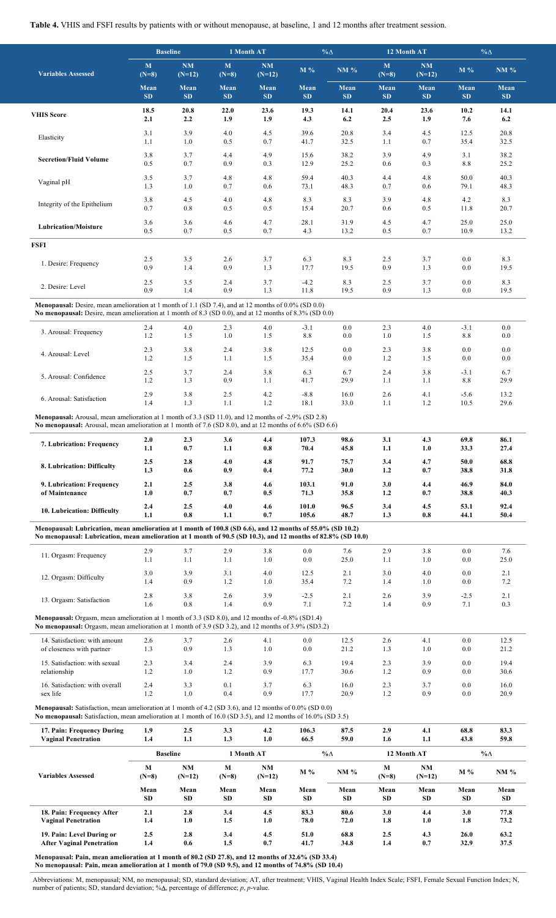**Table 4.** VHIS and FSFI results by patients with or without menopause, at baseline, 1 and 12 months after treatment session.

| Variables Assessed | Baseline | | 1 Month AT | | %Δ | | 12 Month AT | | %Δ | |
|---|---|---|---|---|---|---|---|---|---|---|
| | M (N=8) | NM (N=12) | M (N=8) | NM (N=12) | M % | NM % | M (N=8) | NM (N=12) | M % | NM % |
| | Mean SD | Mean SD | Mean SD | Mean SD | Mean SD | Mean SD | Mean SD | Mean SD | Mean SD | Mean SD |
| **VHIS Score** | **18.5** **2.1** | **20.8** **2.2** | **22.0** **1.9** | **23.6** **1.9** | **19.3** **4.3** | **14.1** **6.2** | **20.4** **2.5** | **23.6** **1.9** | **10.2** **7.6** | **14.1** **6.2** |
| Elasticity | 3.1 1.1 | 3.9 1.0 | 4.0 0.5 | 4.5 0.7 | 39.6 41.7 | 20.8 32.5 | 3.4 1.1 | 4.5 0.7 | 12.5 35.4 | 20.8 32.5 |
| **Secretion/Fluid Volume** | 3.8 0.5 | 3.7 0.7 | 4.4 0.9 | 4.9 0.3 | 15.6 12.9 | 38.2 25.2 | 3.9 0.6 | 4.9 0.3 | 3.1 8.8 | 38.2 25.2 |
| Vaginal pH | 3.5 1.3 | 3.7 1.0 | 4.8 0.7 | 4.8 0.6 | 59.4 73.1 | 40.3 48.3 | 4.4 0.7 | 4.8 0.6 | 50.0 79.1 | 40.3 48.3 |
| Integrity of the Epithelium | 3.8 0.7 | 4.5 0.8 | 4.0 0.5 | 4.8 0.5 | 8.3 15.4 | 8.3 20.7 | 3.9 0.6 | 4.8 0.5 | 4.2 11.8 | 8.3 20.7 |
| **Lubrication/Moisture** | 3.6 0.5 | 3.6 0.7 | 4.6 0.5 | 4.7 0.7 | 28.1 4.3 | 31.9 13.2 | 4.5 0.5 | 4.7 0.7 | 25.0 10.9 | 25.0 13.2 |
| **FSFI** | | | | | | | | | | |
| 1. Desire: Frequency | 2.5 0.9 | 3.5 1.4 | 2.6 0.9 | 3.7 1.3 | 6.3 17.7 | 8.3 19.5 | 2.5 0.9 | 3.7 1.3 | 0.0 0.0 | 8.3 19.5 |
| 2. Desire: Level | 2.5 0.9 | 3.5 1.4 | 2.4 0.9 | 3.7 1.3 | -4.2 11.8 | 8.3 19.5 | 2.5 0.9 | 3.7 1.3 | 0.0 0.0 | 8.3 19.5 |
| **Menopausal:** Desire, mean amelioration at 1 month of 1.1 (SD 7.4), and at 12 months of 0.0% (SD 0.0)<br>**No menopausal:** Desire, mean amelioration at 1 month of 8.3 (SD 0.0), and at 12 months of 8.3% (SD 0.0) | | | | | | | | | | |
| 3. Arousal: Frequency | 2.4 1.2 | 4.0 1.5 | 2.3 1.0 | 4.0 1.5 | -3.1 8.8 | 0.0 0.0 | 2.3 1.0 | 4.0 1.5 | -3.1 8.8 | 0.0 0.0 |
| 4. Arousal: Level | 2.3 1.2 | 3.8 1.5 | 2.4 1.1 | 3.8 1.5 | 12.5 35.4 | 0.0 0.0 | 2.3 1.2 | 3.8 1.5 | 0.0 0.0 | 0.0 0.0 |
| 5. Arousal: Confidence | 2.5 1.2 | 3.7 1.3 | 2.4 0.9 | 3.8 1.1 | 6.3 41.7 | 6.7 29.9 | 2.4 1.1 | 3.8 1.1 | -3.1 8.8 | 6.7 29.9 |
| 6. Arousal: Satisfaction | 2.9 1.4 | 3.8 1.3 | 2.5 1.1 | 4.2 1.2 | -8.8 18.1 | 16.0 33.0 | 2.6 1.1 | 4.1 1.2 | -5.6 10.5 | 13.2 29.6 |
| **Menopausal:** Arousal, mean amelioration at 1 month of 3.3 (SD 11.0), and 12 months of -2.9% (SD 2.8)<br>**No menopausal:** Arousal, mean amelioration at 1 month of 7.6 (SD 8.0), and at 12 months of 6.6% (SD 6.6) | | | | | | | | | | |
| **7. Lubrication: Frequency** | **2.0** **1.1** | **2.3** **0.7** | **3.6** **1.1** | **4.4** **0.8** | **107.3** **70.4** | **98.6** **45.8** | **3.1** **1.1** | **4.3** **1.0** | **69.8** **33.3** | **86.1** **27.4** |
| **8. Lubrication: Difficulty** | **2.5** **1.3** | **2.8** **0.6** | **4.0** **0.9** | **4.8** **0.4** | **91.7** **77.2** | **75.7** **30.0** | **3.4** **1.2** | **4.7** **0.7** | **50.0** **38.8** | **68.8** **31.8** |
| **9. Lubrication: Frequency of Maintenance** | **2.1** **1.0** | **2.5** **0.7** | **3.8** **0.7** | **4.6** **0.5** | **103.1** **71.3** | **91.0** **35.8** | **3.0** **1.2** | **4.4** **0.7** | **46.9** **38.8** | **84.0** **40.3** |
| **10. Lubrication: Difficulty** | **2.4** **1.1** | **2.5** **0.8** | **4.0** **1.1** | **4.6** **0.7** | **101.0** **105.6** | **96.5** **48.7** | **3.4** **1.3** | **4.5** **0.8** | **53.1** **44.1** | **92.4** **50.4** |
| **Menopausal: Lubrication, mean amelioration at 1 month of 100.8 (SD 6.6), and 12 months of 55.0% (SD 10.2)**<br>**No menopausal: Lubrication, mean amelioration at 1 month of 90.5 (SD 10.3), and at 12 months of 82.8% (SD 10.0)** | | | | | | | | | | |
| 11. Orgasm: Frequency | 2.9 1.1 | 3.7 1.1 | 2.9 1.1 | 3.8 1.0 | 0.0 0.0 | 7.6 25.0 | 2.9 1.1 | 3.8 1.0 | 0.0 0.0 | 7.6 25.0 |
| 12. Orgasm: Difficulty | 3.0 1.4 | 3.9 0.9 | 3.1 1.2 | 4.0 1.0 | 12.5 35.4 | 2.1 7.2 | 3.0 1.4 | 4.0 1.0 | 0.0 0.0 | 2.1 7.2 |
| 13. Orgasm: Satisfaction | 2.8 1.6 | 3.8 0.8 | 2.6 1.4 | 3.9 0.9 | -2.5 7.1 | 2.1 7.2 | 2.6 1.4 | 3.9 0.9 | -2.5 7.1 | 2.1 0.3 |
| **Menopausal:** Orgasm, mean amelioration at 1 month of 3.3 (SD 8.0), and 12 months of -0.8% (SD1.4)<br>**No menopausal:** Orgasm, mean amelioration at 1 month of 3.9 (SD 3.2), and 12 months of 3.9% (SD3.2) | | | | | | | | | | |
| 14. Satisfaction: with amount of closeness with partner | 2.6 1.3 | 3.7 0.9 | 2.6 1.3 | 4.1 1.0 | 0.0 0.0 | 12.5 21.2 | 2.6 1.3 | 4.1 1.0 | 0.0 0.0 | 12.5 21.2 |
| 15. Satisfaction: with sexual relationship | 2.3 1.2 | 3.4 1.0 | 2.4 1.2 | 3.9 0.9 | 6.3 17.7 | 19.4 30.6 | 2.3 1.2 | 3.9 0.9 | 0.0 0.0 | 19.4 30.6 |
| 16. Satisfaction: with overall sex life | 2.4 1.2 | 3.3 1.0 | 0.1 0.4 | 3.7 0.9 | 6.3 17.7 | 16.0 20.9 | 2.3 1.2 | 3.7 0.9 | 0.0 0.0 | 16.0 20.9 |
| **Menopausal:** Satisfaction, mean amelioration at 1 month of 4.2 (SD 3.6), and 12 months of 0.0% (SD 0.0)<br>**No menopausal:** Satisfaction, mean amelioration at 1 month of 16.0 (SD 3.5), and 12 months of 16.0% (SD 3.5) | | | | | | | | | | |
| **17. Pain: Frequency During Vaginal Penetration** | **1.9** **1.4** | **2.5** **1.1** | **3.3** **1.3** | **4.2** **1.0** | **106.3** **66.5** | **87.5** **59.0** | **2.9** **1.6** | **4.1** **1.1** | **68.8** **43.8** | **83.3** **59.8** |
| **18. Pain: Frequency After Vaginal Penetration** | **2.1** **1.4** | **2.8** **1.0** | **3.4** **1.5** | **4.5** **1.0** | **83.3** **78.0** | **80.6** **72.0** | **3.0** **1.8** | **4.4** **1.0** | **3.0** **1.8** | **77.8** **73.2** |
| **19. Pain: Level During or After Vaginal Penetration** | **2.5** **1.4** | **2.8** **0.6** | **3.4** **1.5** | **4.5** **0.7** | **51.0** **41.7** | **68.8** **34.8** | **2.5** **1.4** | **4.3** **0.7** | **26.0** **32.9** | **63.2** **37.5** |
| **Menopausal: Pain, mean amelioration at 1 month of 80.2 (SD 27.8), and 12 months of 32.6% (SD 33.4)**<br>**No menopausal: Pain, mean amelioration at 1 month of 79.0 (SD 9.5), and 12 months of 74.8% (SD 10.4)** | | | | | | | | | | |

Abbreviations: M, menopausal; NM, no menopausal; SD, standard deviation; AT, after treatment; VHIS, Vaginal Health Index Scale; FSFI, Female Sexual Function Index; N, number of patients; SD, standard deviation; %Δ, percentage of difference; *p*, *p*-value.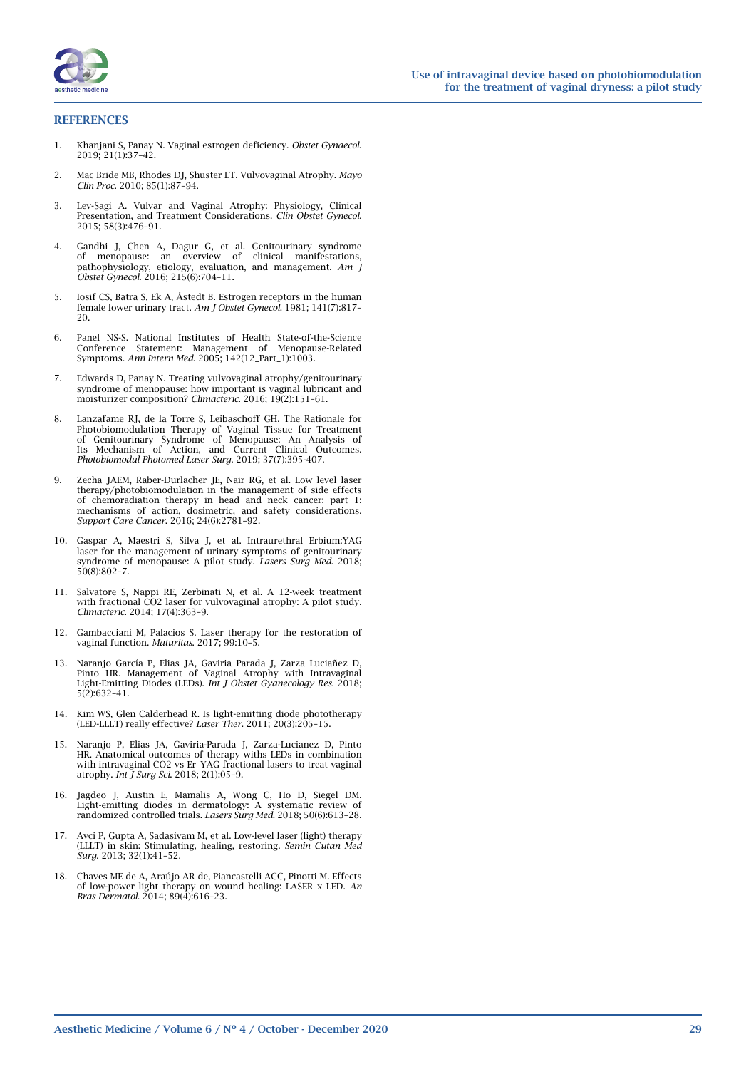## REFERENCES

1. Khanjani S, Panay N. Vaginal estrogen deficiency. *Obstet Gynaecol.* 2019; 21(1):37–42.

2. Mac Bride MB, Rhodes DJ, Shuster LT. Vulvovaginal Atrophy. *Mayo Clin Proc.* 2010; 85(1):87–94.

3. Lev-Sagi A. Vulvar and Vaginal Atrophy: Physiology, Clinical Presentation, and Treatment Considerations. *Clin Obstet Gynecol.* 2015; 58(3):476–91.

4. Gandhi J, Chen A, Dagur G, et al. Genitourinary syndrome of menopause: an overview of clinical manifestations, pathophysiology, etiology, evaluation, and management. *Am J Obstet Gynecol.* 2016; 215(6):704–11.

5. Iosif CS, Batra S, Ek A, Åstedt B. Estrogen receptors in the human female lower urinary tract. *Am J Obstet Gynecol.* 1981; 141(7):817–20.

6. Panel NS-S. National Institutes of Health State-of-the-Science Conference Statement: Management of Menopause-Related Symptoms. *Ann Intern Med.* 2005; 142(12_Part_1):1003.

7. Edwards D, Panay N. Treating vulvovaginal atrophy/genitourinary syndrome of menopause: how important is vaginal lubricant and moisturizer composition? *Climacteric.* 2016; 19(2):151–61.

8. Lanzafame RJ, de la Torre S, Leibaschoff GH. The Rationale for Photobiomodulation Therapy of Vaginal Tissue for Treatment of Genitourinary Syndrome of Menopause: An Analysis of Its Mechanism of Action, and Current Clinical Outcomes. *Photobiomodul Photomed Laser Surg.* 2019; 37(7):395-407.

9. Zecha JAEM, Raber-Durlacher JE, Nair RG, et al. Low level laser therapy/photobiomodulation in the management of side effects of chemoradiation therapy in head and neck cancer: part 1: mechanisms of action, dosimetric, and safety considerations. *Support Care Cancer.* 2016; 24(6):2781–92.

10. Gaspar A, Maestri S, Silva J, et al. Intraurethral Erbium:YAG laser for the management of urinary symptoms of genitourinary syndrome of menopause: A pilot study. *Lasers Surg Med.* 2018; 50(8):802–7.

11. Salvatore S, Nappi RE, Zerbinati N, et al. A 12-week treatment with fractional CO2 laser for vulvovaginal atrophy: A pilot study. *Climacteric.* 2014; 17(4):363–9.

12. Gambacciani M, Palacios S. Laser therapy for the restoration of vaginal function. *Maturitas.* 2017; 99:10–5.

13. Naranjo García P, Elias JA, Gaviria Parada J, Zarza Luciañez D, Pinto HR. Management of Vaginal Atrophy with Intravaginal Light-Emitting Diodes (LEDs). *Int J Obstet Gyanecology Res.* 2018; 5(2):632–41.

14. Kim WS, Glen Calderhead R. Is light-emitting diode phototherapy (LED-LLLT) really effective? *Laser Ther.* 2011; 20(3):205–15.

15. Naranjo P, Elias JA, Gaviria-Parada J, Zarza-Lucianez D, Pinto HR. Anatomical outcomes of therapy withs LEDs in combination with intravaginal CO2 vs Er_YAG fractional lasers to treat vaginal atrophy. *Int J Surg Sci.* 2018; 2(1):05–9.

16. Jagdeo J, Austin E, Mamalis A, Wong C, Ho D, Siegel DM. Light-emitting diodes in dermatology: A systematic review of randomized controlled trials. *Lasers Surg Med.* 2018; 50(6):613–28.

17. Avci P, Gupta A, Sadasivam M, et al. Low-level laser (light) therapy (LLLT) in skin: Stimulating, healing, restoring. *Semin Cutan Med Surg.* 2013; 32(1):41–52.

18. Chaves ME de A, Araújo AR de, Piancastelli ACC, Pinotti M. Effects of low-power light therapy on wound healing: LASER x LED. *An Bras Dermatol.* 2014; 89(4):616–23.